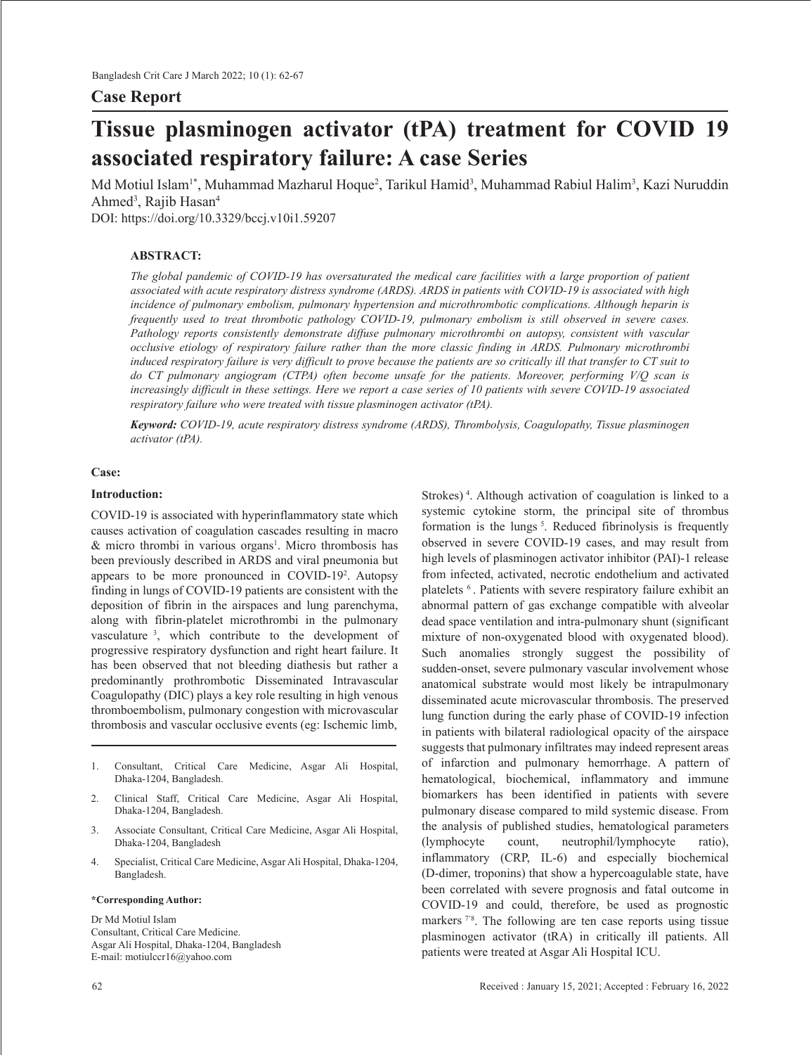## Case Report

# Tissue plasminogen activator (tPA) treatment for COVID 19 associated respiratory failure: A case Series

Md Motiul Islam[1*], Muhammad Mazharul Hoque[2], Tarikul Hamid[3], Muhammad Rabiul Halim[3], Kazi Nuruddin Ahmed[3], Rajib Hasan[4]

DOI: https://doi.org/10.3329/bccj.v10i1.59207

### ABSTRACT:

*The global pandemic of COVID-19 has oversaturated the medical care facilities with a large proportion of patient associated with acute respiratory distress syndrome (ARDS). ARDS in patients with COVID-19 is associated with high incidence of pulmonary embolism, pulmonary hypertension and microthrombotic complications. Although heparin is frequently used to treat thrombotic pathology COVID-19, pulmonary embolism is still observed in severe cases. Pathology reports consistently demonstrate diffuse pulmonary microthrombi on autopsy, consistent with vascular occlusive etiology of respiratory failure rather than the more classic finding in ARDS. Pulmonary microthrombi induced respiratory failure is very difficult to prove because the patients are so critically ill that transfer to CT suit to do CT pulmonary angiogram (CTPA) often become unsafe for the patients. Moreover, performing V/Q scan is increasingly difficult in these settings. Here we report a case series of 10 patients with severe COVID-19 associated respiratory failure who were treated with tissue plasminogen activator (tPA).*

***Keyword:*** *COVID-19, acute respiratory distress syndrome (ARDS), Thrombolysis, Coagulopathy, Tissue plasminogen activator (tPA).*

### Case:

### Introduction:

COVID-19 is associated with hyperinflammatory state which causes activation of coagulation cascades resulting in macro & micro thrombi in various organs[1]. Micro thrombosis has been previously described in ARDS and viral pneumonia but appears to be more pronounced in COVID-19[2]. Autopsy finding in lungs of COVID-19 patients are consistent with the deposition of fibrin in the airspaces and lung parenchyma, along with fibrin-platelet microthrombi in the pulmonary vasculature [3], which contribute to the development of progressive respiratory dysfunction and right heart failure. It has been observed that not bleeding diathesis but rather a predominantly prothrombotic Disseminated Intravascular Coagulopathy (DIC) plays a key role resulting in high venous thromboembolism, pulmonary congestion with microvascular thrombosis and vascular occlusive events (eg: Ischemic limb, Strokes) [4]. Although activation of coagulation is linked to a systemic cytokine storm, the principal site of thrombus formation is the lungs [5]. Reduced fibrinolysis is frequently observed in severe COVID-19 cases, and may result from high levels of plasminogen activator inhibitor (PAI)-1 release from infected, activated, necrotic endothelium and activated platelets [6]. Patients with severe respiratory failure exhibit an abnormal pattern of gas exchange compatible with alveolar dead space ventilation and intra-pulmonary shunt (significant mixture of non-oxygenated blood with oxygenated blood). Such anomalies strongly suggest the possibility of sudden-onset, severe pulmonary vascular involvement whose anatomical substrate would most likely be intrapulmonary disseminated acute microvascular thrombosis. The preserved lung function during the early phase of COVID-19 infection in patients with bilateral radiological opacity of the airspace suggests that pulmonary infiltrates may indeed represent areas of infarction and pulmonary hemorrhage. A pattern of hematological, biochemical, inflammatory and immune biomarkers has been identified in patients with severe pulmonary disease compared to mild systemic disease. From the analysis of published studies, hematological parameters (lymphocyte count, neutrophil/lymphocyte ratio), inflammatory (CRP, IL-6) and especially biochemical (D-dimer, troponins) that show a hypercoagulable state, have been correlated with severe prognosis and fatal outcome in COVID-19 and could, therefore, be used as prognostic markers [7,8]. The following are ten case reports using tissue plasminogen activator (tRA) in critically ill patients. All patients were treated at Asgar Ali Hospital ICU.

1. Consultant, Critical Care Medicine, Asgar Ali Hospital, Dhaka-1204, Bangladesh.
2. Clinical Staff, Critical Care Medicine, Asgar Ali Hospital, Dhaka-1204, Bangladesh.
3. Associate Consultant, Critical Care Medicine, Asgar Ali Hospital, Dhaka-1204, Bangladesh
4. Specialist, Critical Care Medicine, Asgar Ali Hospital, Dhaka-1204, Bangladesh.

**\*Corresponding Author:**

Dr Md Motiul Islam
Consultant, Critical Care Medicine.
Asgar Ali Hospital, Dhaka-1204, Bangladesh
E-mail: motiulccr16@yahoo.com

Received : January 15, 2021; Accepted : February 16, 2022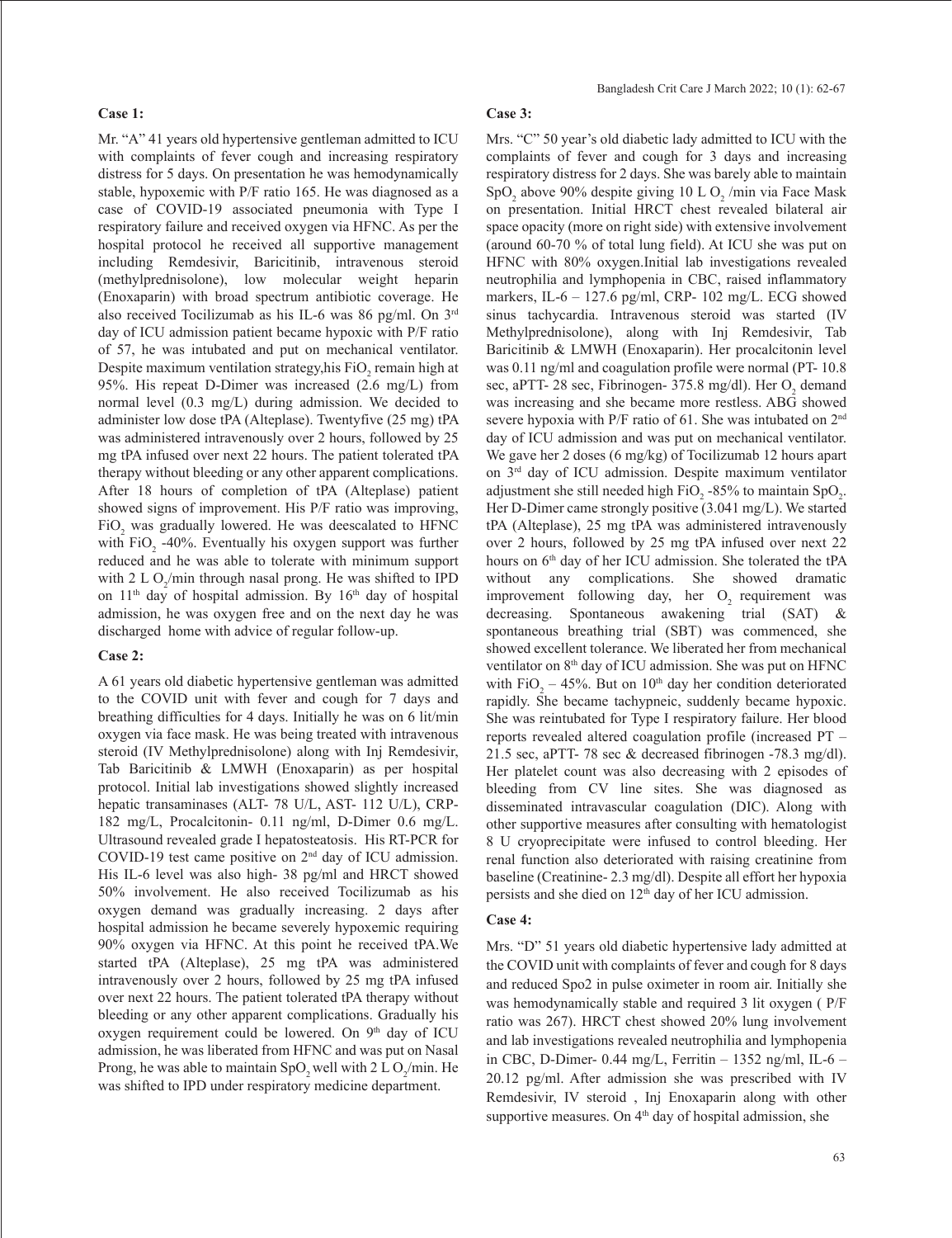### Case 1:

Mr. "A" 41 years old hypertensive gentleman admitted to ICU with complaints of fever cough and increasing respiratory distress for 5 days. On presentation he was hemodynamically stable, hypoxemic with P/F ratio 165. He was diagnosed as a case of COVID-19 associated pneumonia with Type I respiratory failure and received oxygen via HFNC. As per the hospital protocol he received all supportive management including Remdesivir, Baricitinib, intravenous steroid (methylprednisolone), low molecular weight heparin (Enoxaparin) with broad spectrum antibiotic coverage. He also received Tocilizumab as his IL-6 was 86 pg/ml. On 3rd day of ICU admission patient became hypoxic with P/F ratio of 57, he was intubated and put on mechanical ventilator. Despite maximum ventilation strategy,his $FiO_2$ remain high at 95%. His repeat D-Dimer was increased (2.6 mg/L) from normal level (0.3 mg/L) during admission. We decided to administer low dose tPA (Alteplase). Twentyfive (25 mg) tPA was administered intravenously over 2 hours, followed by 25 mg tPA infused over next 22 hours. The patient tolerated tPA therapy without bleeding or any other apparent complications. After 18 hours of completion of tPA (Alteplase) patient showed signs of improvement. His P/F ratio was improving, $FiO_2$ was gradually lowered. He was deescalated to HFNC with $FiO_2$ -40%. Eventually his oxygen support was further reduced and he was able to tolerate with minimum support with 2 L $O_2$/min through nasal prong. He was shifted to IPD on 11th day of hospital admission. By 16th day of hospital admission, he was oxygen free and on the next day he was discharged home with advice of regular follow-up.

### Case 2:

A 61 years old diabetic hypertensive gentleman was admitted to the COVID unit with fever and cough for 7 days and breathing difficulties for 4 days. Initially he was on 6 lit/min oxygen via face mask. He was being treated with intravenous steroid (IV Methylprednisolone) along with Inj Remdesivir, Tab Baricitinib & LMWH (Enoxaparin) as per hospital protocol. Initial lab investigations showed slightly increased hepatic transaminases (ALT- 78 U/L, AST- 112 U/L), CRP- 182 mg/L, Procalcitonin- 0.11 ng/ml, D-Dimer 0.6 mg/L. Ultrasound revealed grade I hepatosteatosis. His RT-PCR for COVID-19 test came positive on 2nd day of ICU admission. His IL-6 level was also high- 38 pg/ml and HRCT showed 50% involvement. He also received Tocilizumab as his oxygen demand was gradually increasing. 2 days after hospital admission he became severely hypoxemic requiring 90% oxygen via HFNC. At this point he received tPA.We started tPA (Alteplase), 25 mg tPA was administered intravenously over 2 hours, followed by 25 mg tPA infused over next 22 hours. The patient tolerated tPA therapy without bleeding or any other apparent complications. Gradually his oxygen requirement could be lowered. On 9th day of ICU admission, he was liberated from HFNC and was put on Nasal Prong, he was able to maintain $SpO_2$ well with 2 L $O_2$/min. He was shifted to IPD under respiratory medicine department.

### Case 3:

Mrs. "C" 50 year's old diabetic lady admitted to ICU with the complaints of fever and cough for 3 days and increasing respiratory distress for 2 days. She was barely able to maintain $SpO_2$ above 90% despite giving 10 L $O_2$ /min via Face Mask on presentation. Initial HRCT chest revealed bilateral air space opacity (more on right side) with extensive involvement (around 60-70 % of total lung field). At ICU she was put on HFNC with 80% oxygen.Initial lab investigations revealed neutrophilia and lymphopenia in CBC, raised inflammatory markers, IL-6 – 127.6 pg/ml, CRP- 102 mg/L. ECG showed sinus tachycardia. Intravenous steroid was started (IV Methylprednisolone), along with Inj Remdesivir, Tab Baricitinib & LMWH (Enoxaparin). Her procalcitonin level was 0.11 ng/ml and coagulation profile were normal (PT- 10.8 sec, aPTT- 28 sec, Fibrinogen- 375.8 mg/dl). Her $O_2$ demand was increasing and she became more restless. ABG showed severe hypoxia with P/F ratio of 61. She was intubated on 2nd day of ICU admission and was put on mechanical ventilator. We gave her 2 doses (6 mg/kg) of Tocilizumab 12 hours apart on 3rd day of ICU admission. Despite maximum ventilator adjustment she still needed high $FiO_2$ -85% to maintain $SpO_2$. Her D-Dimer came strongly positive (3.041 mg/L). We started tPA (Alteplase), 25 mg tPA was administered intravenously over 2 hours, followed by 25 mg tPA infused over next 22 hours on 6th day of her ICU admission. She tolerated the tPA without any complications. She showed dramatic improvement following day, her $O_2$ requirement was decreasing. Spontaneous awakening trial (SAT) & spontaneous breathing trial (SBT) was commenced, she showed excellent tolerance. We liberated her from mechanical ventilator on 8th day of ICU admission. She was put on HFNC with $FiO_2$ – 45%. But on 10th day her condition deteriorated rapidly. She became tachypneic, suddenly became hypoxic. She was reintubated for Type I respiratory failure. Her blood reports revealed altered coagulation profile (increased PT – 21.5 sec, aPTT- 78 sec & decreased fibrinogen -78.3 mg/dl). Her platelet count was also decreasing with 2 episodes of bleeding from CV line sites. She was diagnosed as disseminated intravascular coagulation (DIC). Along with other supportive measures after consulting with hematologist 8 U cryoprecipitate were infused to control bleeding. Her renal function also deteriorated with raising creatinine from baseline (Creatinine- 2.3 mg/dl). Despite all effort her hypoxia persists and she died on 12th day of her ICU admission.

### Case 4:

Mrs. "D" 51 years old diabetic hypertensive lady admitted at the COVID unit with complaints of fever and cough for 8 days and reduced Spo2 in pulse oximeter in room air. Initially she was hemodynamically stable and required 3 lit oxygen ( P/F ratio was 267). HRCT chest showed 20% lung involvement and lab investigations revealed neutrophilia and lymphopenia in CBC, D-Dimer- 0.44 mg/L, Ferritin – 1352 ng/ml, IL-6 – 20.12 pg/ml. After admission she was prescribed with IV Remdesivir, IV steroid , Inj Enoxaparin along with other supportive measures. On 4th day of hospital admission, she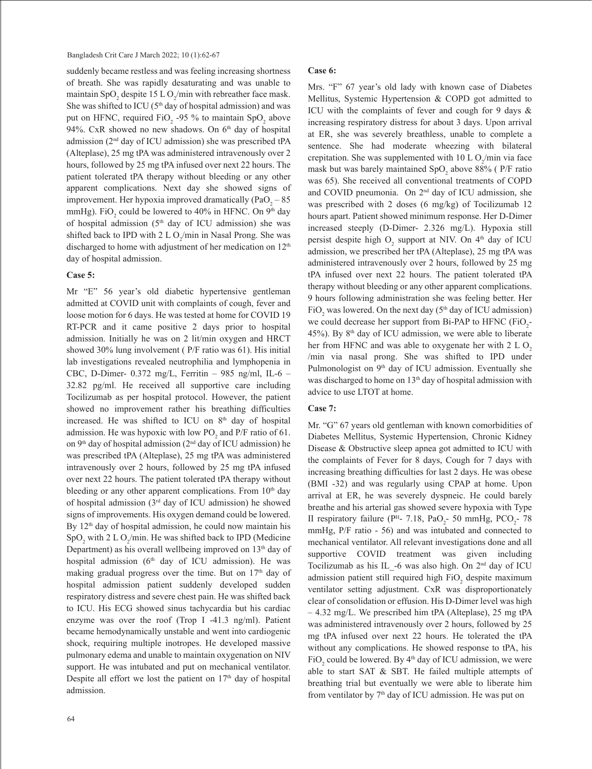suddenly became restless and was feeling increasing shortness of breath. She was rapidly desaturating and was unable to maintain $SpO_2$ despite 15 L $O_2$/min with rebreather face mask. She was shifted to ICU (5th day of hospital admission) and was put on HFNC, required $FiO_2$ -95 % to maintain $SpO_2$ above 94%. CxR showed no new shadows. On 6th day of hospital admission (2nd day of ICU admission) she was prescribed tPA (Alteplase), 25 mg tPA was administered intravenously over 2 hours, followed by 25 mg tPA infused over next 22 hours. The patient tolerated tPA therapy without bleeding or any other apparent complications. Next day she showed signs of improvement. Her hypoxia improved dramatically ($PaO_2$ – 85 mmHg). $FiO_2$ could be lowered to 40% in HFNC. On 9th day of hospital admission (5th day of ICU admission) she was shifted back to IPD with 2 L $O_2$/min in Nasal Prong. She was discharged to home with adjustment of her medication on 12th day of hospital admission.

**Case 5:**

Mr "E" 56 year's old diabetic hypertensive gentleman admitted at COVID unit with complaints of cough, fever and loose motion for 6 days. He was tested at home for COVID 19 RT-PCR and it came positive 2 days prior to hospital admission. Initially he was on 2 lit/min oxygen and HRCT showed 30% lung involvement ( P/F ratio was 61). His initial lab investigations revealed neutrophilia and lymphopenia in CBC, D-Dimer- 0.372 mg/L, Ferritin – 985 ng/ml, IL-6 – 32.82 pg/ml. He received all supportive care including Tocilizumab as per hospital protocol. However, the patient showed no improvement rather his breathing difficulties increased. He was shifted to ICU on 8th day of hospital admission. He was hypoxic with low $PO_2$ and P/F ratio of 61. on 9th day of hospital admission (2nd day of ICU admission) he was prescribed tPA (Alteplase), 25 mg tPA was administered intravenously over 2 hours, followed by 25 mg tPA infused over next 22 hours. The patient tolerated tPA therapy without bleeding or any other apparent complications. From 10th day of hospital admission (3rd day of ICU admission) he showed signs of improvements. His oxygen demand could be lowered. By 12th day of hospital admission, he could now maintain his $SpO_2$ with 2 L $O_2$/min. He was shifted back to IPD (Medicine Department) as his overall wellbeing improved on 13th day of hospital admission (6th day of ICU admission). He was making gradual progress over the time. But on 17th day of hospital admission patient suddenly developed sudden respiratory distress and severe chest pain. He was shifted back to ICU. His ECG showed sinus tachycardia but his cardiac enzyme was over the roof (Trop I -41.3 ng/ml). Patient became hemodynamically unstable and went into cardiogenic shock, requiring multiple inotropes. He developed massive pulmonary edema and unable to maintain oxygenation on NIV support. He was intubated and put on mechanical ventilator. Despite all effort we lost the patient on 17th day of hospital admission.

**Case 6:**

Mrs. "F" 67 year's old lady with known case of Diabetes Mellitus, Systemic Hypertension & COPD got admitted to ICU with the complaints of fever and cough for 9 days & increasing respiratory distress for about 3 days. Upon arrival at ER, she was severely breathless, unable to complete a sentence. She had moderate wheezing with bilateral crepitation. She was supplemented with 10 L $O_2$/min via face mask but was barely maintained $SpO_2$ above 88% ( P/F ratio was 65). She received all conventional treatments of COPD and COVID pneumonia. On 2nd day of ICU admission, she was prescribed with 2 doses (6 mg/kg) of Tocilizumab 12 hours apart. Patient showed minimum response. Her D-Dimer increased steeply (D-Dimer- 2.326 mg/L). Hypoxia still persist despite high $O_2$ support at NIV. On 4th day of ICU admission, we prescribed her tPA (Alteplase), 25 mg tPA was administered intravenously over 2 hours, followed by 25 mg tPA infused over next 22 hours. The patient tolerated tPA therapy without bleeding or any other apparent complications. 9 hours following administration she was feeling better. Her $FiO_2$ was lowered. On the next day (5th day of ICU admission) we could decrease her support from Bi-PAP to HFNC ($FiO_2$-45%). By 8th day of ICU admission, we were able to liberate her from HFNC and was able to oxygenate her with 2 L $O_2$ /min via nasal prong. She was shifted to IPD under Pulmonologist on 9th day of ICU admission. Eventually she was discharged to home on 13th day of hospital admission with advice to use LTOT at home.

**Case 7:**

Mr. "G" 67 years old gentleman with known comorbidities of Diabetes Mellitus, Systemic Hypertension, Chronic Kidney Disease & Obstructive sleep apnea got admitted to ICU with the complaints of Fever for 8 days, Cough for 7 days with increasing breathing difficulties for last 2 days. He was obese (BMI -32) and was regularly using CPAP at home. Upon arrival at ER, he was severely dyspneic. He could barely breathe and his arterial gas showed severe hypoxia with Type II respiratory failure (PH- 7.18, $PaO_2$- 50 mmHg, $PCO_2$- 78 mmHg, P/F ratio - 56) and was intubated and connected to mechanical ventilator. All relevant investigations done and all supportive COVID treatment was given including Tocilizumab as his IL_-6 was also high. On 2nd day of ICU admission patient still required high $FiO_2$ despite maximum ventilator setting adjustment. CxR was disproportionately clear of consolidation or effusion. His D-Dimer level was high – 4.32 mg/L. We prescribed him tPA (Alteplase), 25 mg tPA was administered intravenously over 2 hours, followed by 25 mg tPA infused over next 22 hours. He tolerated the tPA without any complications. He showed response to tPA, his $FiO_2$ could be lowered. By 4th day of ICU admission, we were able to start SAT & SBT. He failed multiple attempts of breathing trial but eventually we were able to liberate him from ventilator by 7th day of ICU admission. He was put on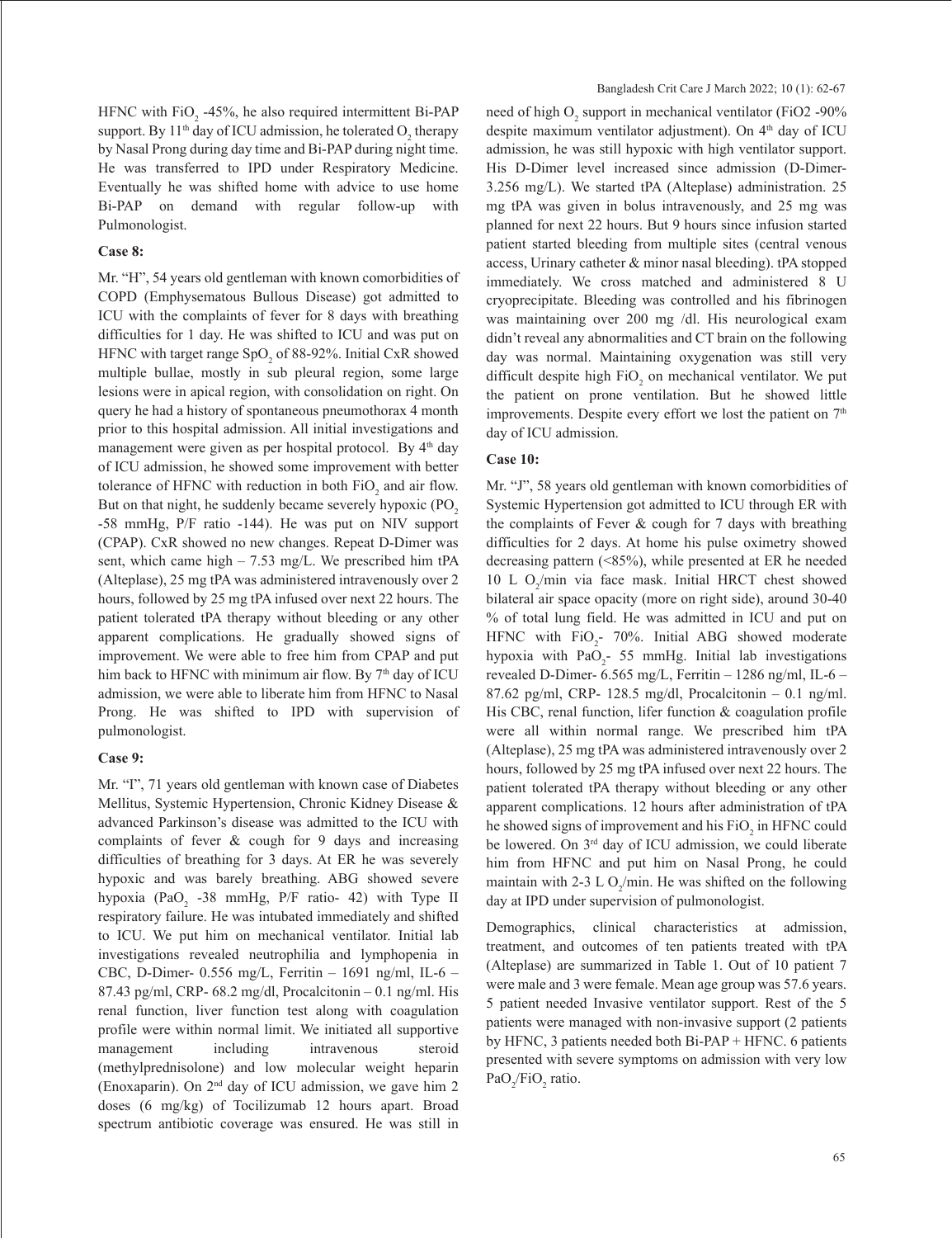HFNC with $FiO_2$ -45%, he also required intermittent Bi-PAP support. By 11th day of ICU admission, he tolerated $O_2$ therapy by Nasal Prong during day time and Bi-PAP during night time. He was transferred to IPD under Respiratory Medicine. Eventually he was shifted home with advice to use home Bi-PAP on demand with regular follow-up with Pulmonologist.

**Case 8:**

Mr. "H", 54 years old gentleman with known comorbidities of COPD (Emphysematous Bullous Disease) got admitted to ICU with the complaints of fever for 8 days with breathing difficulties for 1 day. He was shifted to ICU and was put on HFNC with target range $SpO_2$ of 88-92%. Initial CxR showed multiple bullae, mostly in sub pleural region, some large lesions were in apical region, with consolidation on right. On query he had a history of spontaneous pneumothorax 4 month prior to this hospital admission. All initial investigations and management were given as per hospital protocol. By 4th day of ICU admission, he showed some improvement with better tolerance of HFNC with reduction in both $FiO_2$ and air flow. But on that night, he suddenly became severely hypoxic ($PO_2$ -58 mmHg, P/F ratio -144). He was put on NIV support (CPAP). CxR showed no new changes. Repeat D-Dimer was sent, which came high – 7.53 mg/L. We prescribed him tPA (Alteplase), 25 mg tPA was administered intravenously over 2 hours, followed by 25 mg tPA infused over next 22 hours. The patient tolerated tPA therapy without bleeding or any other apparent complications. He gradually showed signs of improvement. We were able to free him from CPAP and put him back to HFNC with minimum air flow. By 7th day of ICU admission, we were able to liberate him from HFNC to Nasal Prong. He was shifted to IPD with supervision of pulmonologist.

**Case 9:**

Mr. "I", 71 years old gentleman with known case of Diabetes Mellitus, Systemic Hypertension, Chronic Kidney Disease & advanced Parkinson's disease was admitted to the ICU with complaints of fever & cough for 9 days and increasing difficulties of breathing for 3 days. At ER he was severely hypoxic and was barely breathing. ABG showed severe hypoxia ($PaO_2$ -38 mmHg, P/F ratio- 42) with Type II respiratory failure. He was intubated immediately and shifted to ICU. We put him on mechanical ventilator. Initial lab investigations revealed neutrophilia and lymphopenia in CBC, D-Dimer- 0.556 mg/L, Ferritin – 1691 ng/ml, IL-6 – 87.43 pg/ml, CRP- 68.2 mg/dl, Procalcitonin – 0.1 ng/ml. His renal function, liver function test along with coagulation profile were within normal limit. We initiated all supportive management including intravenous steroid (methylprednisolone) and low molecular weight heparin (Enoxaparin). On 2nd day of ICU admission, we gave him 2 doses (6 mg/kg) of Tocilizumab 12 hours apart. Broad spectrum antibiotic coverage was ensured. He was still in need of high $O_2$ support in mechanical ventilator (FiO2 -90% despite maximum ventilator adjustment). On 4th day of ICU admission, he was still hypoxic with high ventilator support. His D-Dimer level increased since admission (D-Dimer- 3.256 mg/L). We started tPA (Alteplase) administration. 25 mg tPA was given in bolus intravenously, and 25 mg was planned for next 22 hours. But 9 hours since infusion started patient started bleeding from multiple sites (central venous access, Urinary catheter & minor nasal bleeding). tPA stopped immediately. We cross matched and administered 8 U cryoprecipitate. Bleeding was controlled and his fibrinogen was maintaining over 200 mg /dl. His neurological exam didn't reveal any abnormalities and CT brain on the following day was normal. Maintaining oxygenation was still very difficult despite high $FiO_2$ on mechanical ventilator. We put the patient on prone ventilation. But he showed little improvements. Despite every effort we lost the patient on 7th day of ICU admission.

**Case 10:**

Mr. "J", 58 years old gentleman with known comorbidities of Systemic Hypertension got admitted to ICU through ER with the complaints of Fever & cough for 7 days with breathing difficulties for 2 days. At home his pulse oximetry showed decreasing pattern (<85%), while presented at ER he needed 10 L $O_2$/min via face mask. Initial HRCT chest showed bilateral air space opacity (more on right side), around 30-40 % of total lung field. He was admitted in ICU and put on HFNC with $FiO_2$- 70%. Initial ABG showed moderate hypoxia with $PaO_2$- 55 mmHg. Initial lab investigations revealed D-Dimer- 6.565 mg/L, Ferritin – 1286 ng/ml, IL-6 – 87.62 pg/ml, CRP- 128.5 mg/dl, Procalcitonin – 0.1 ng/ml. His CBC, renal function, lifer function & coagulation profile were all within normal range. We prescribed him tPA (Alteplase), 25 mg tPA was administered intravenously over 2 hours, followed by 25 mg tPA infused over next 22 hours. The patient tolerated tPA therapy without bleeding or any other apparent complications. 12 hours after administration of tPA he showed signs of improvement and his $FiO_2$ in HFNC could be lowered. On 3rd day of ICU admission, we could liberate him from HFNC and put him on Nasal Prong, he could maintain with 2-3 L $O_2$/min. He was shifted on the following day at IPD under supervision of pulmonologist.

Demographics, clinical characteristics at admission, treatment, and outcomes of ten patients treated with tPA (Alteplase) are summarized in Table 1. Out of 10 patient 7 were male and 3 were female. Mean age group was 57.6 years. 5 patient needed Invasive ventilator support. Rest of the 5 patients were managed with non-invasive support (2 patients by HFNC, 3 patients needed both Bi-PAP + HFNC. 6 patients presented with severe symptoms on admission with very low $PaO_2/FiO_2$ ratio.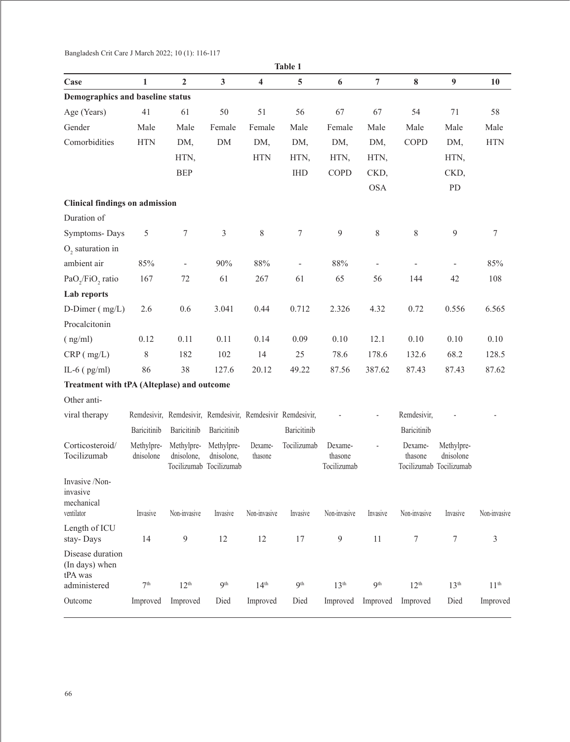**Table 1**

| Case | 1 | 2 | 3 | 4 | 5 | 6 | 7 | 8 | 9 | 10 |
|---|---|---|---|---|---|---|---|---|---|---|
| **Demographics and baseline status** | | | | | | | | | | |
| Age (Years) | 41 | 61 | 50 | 51 | 56 | 67 | 67 | 54 | 71 | 58 |
| Gender | Male | Male | Female | Female | Male | Female | Male | Male | Male | Male |
| Comorbidities | HTN | DM, HTN, BEP | DM | DM, HTN | DM, HTN, IHD | DM, HTN, COPD | DM, HTN, CKD, OSA | COPD | DM, HTN, CKD, PD | HTN |
| **Clinical findings on admission** | | | | | | | | | | |
| Duration of Symptoms- Days | 5 | 7 | 3 | 8 | 7 | 9 | 8 | 8 | 9 | 7 |
| $O_2$ saturation in ambient air | 85% | - | 90% | 88% | - | 88% | - | - | - | 85% |
| $PaO_2/FiO_2$ ratio | 167 | 72 | 61 | 267 | 61 | 65 | 56 | 144 | 42 | 108 |
| **Lab reports** | | | | | | | | | | |
| D-Dimer ( mg/L) | 2.6 | 0.6 | 3.041 | 0.44 | 0.712 | 2.326 | 4.32 | 0.72 | 0.556 | 6.565 |
| Procalcitonin ( ng/ml) | 0.12 | 0.11 | 0.11 | 0.14 | 0.09 | 0.10 | 12.1 | 0.10 | 0.10 | 0.10 |
| CRP ( mg/L) | 8 | 182 | 102 | 14 | 25 | 78.6 | 178.6 | 132.6 | 68.2 | 128.5 |
| IL-6 ( pg/ml) | 86 | 38 | 127.6 | 20.12 | 49.22 | 87.56 | 387.62 | 87.43 | 87.43 | 87.62 |
| **Treatment with tPA (Alteplase) and outcome** | | | | | | | | | | |
| Other anti-viral therapy | Remdesivir, Baricitinib | Remdesivir, Baricitinib | Remdesivir, Baricitinib | Remdesivir | Remdesivir, Baricitinib | - | - | Remdesivir, Baricitinib | - | - |
| Corticosteroid/ Tocilizumab | Methylprednisolone | Methylprednisolone, Tocilizumab | Methylprednisolone, Tocilizumab | Dexamethasone | Tocilizumab | Dexamethasone Tocilizumab | - | Dexamethasone Tocilizumab | Methylprednisolone Tocilizumab | |
| Invasive /Non-invasive mechanical ventilator | Invasive | Non-invasive | Invasive | Non-invasive | Invasive | Non-invasive | Invasive | Non-invasive | Invasive | Non-invasive |
| Length of ICU stay- Days | 14 | 9 | 12 | 12 | 17 | 9 | 11 | 7 | 7 | 3 |
| Disease duration (In days) when tPA was administered | 7th | 12th | 9th | 14th | 9th | 13th | 9th | 12th | 13th | 11th |
| Outcome | Improved | Improved | Died | Improved | Died | Improved | Improved | Improved | Died | Improved |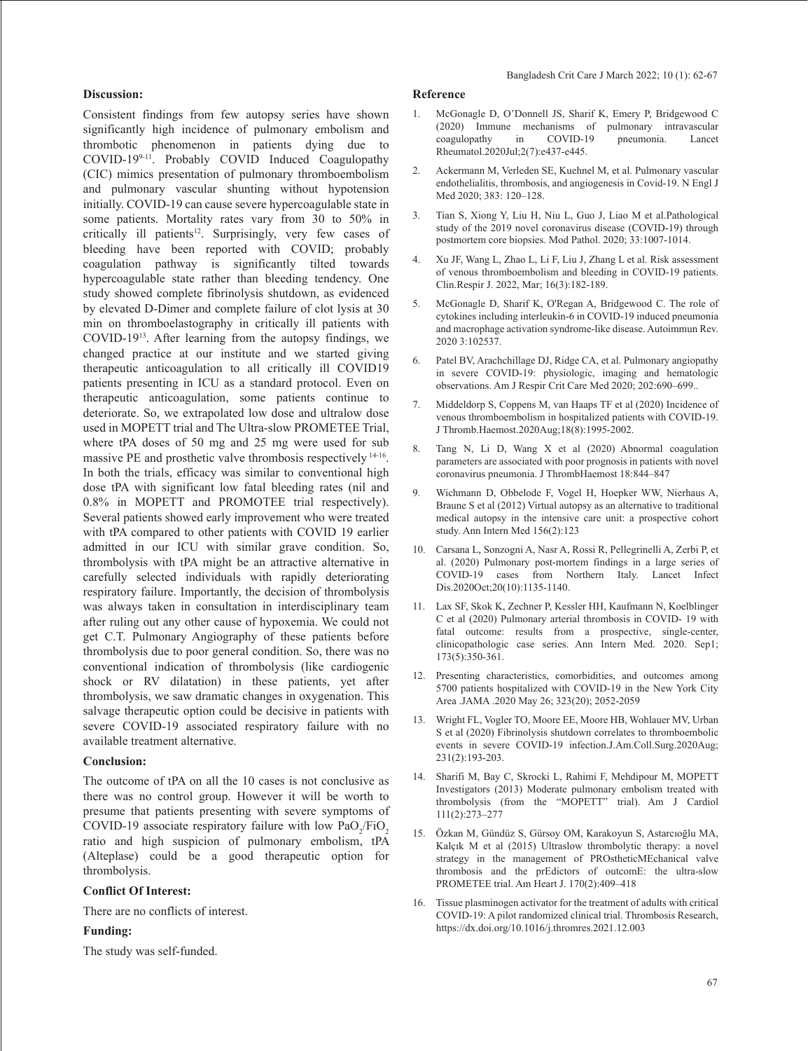## Discussion:

Consistent findings from few autopsy series have shown significantly high incidence of pulmonary embolism and thrombotic phenomenon in patients dying due to COVID-19[9-11]. Probably COVID Induced Coagulopathy (CIC) mimics presentation of pulmonary thromboembolism and pulmonary vascular shunting without hypotension initially. COVID-19 can cause severe hypercoagulable state in some patients. Mortality rates vary from 30 to 50% in critically ill patients[12]. Surprisingly, very few cases of bleeding have been reported with COVID; probably coagulation pathway is significantly tilted towards hypercoagulable state rather than bleeding tendency. One study showed complete fibrinolysis shutdown, as evidenced by elevated D-Dimer and complete failure of clot lysis at 30 min on thromboelastography in critically ill patients with COVID-19[13]. After learning from the autopsy findings, we changed practice at our institute and we started giving therapeutic anticoagulation to all critically ill COVID19 patients presenting in ICU as a standard protocol. Even on therapeutic anticoagulation, some patients continue to deteriorate. So, we extrapolated low dose and ultralow dose used in MOPETT trial and The Ultra-slow PROMETEE Trial, where tPA doses of 50 mg and 25 mg were used for sub massive PE and prosthetic valve thrombosis respectively [14-16]. In both the trials, efficacy was similar to conventional high dose tPA with significant low fatal bleeding rates (nil and 0.8% in MOPETT and PROMOTEE trial respectively). Several patients showed early improvement who were treated with tPA compared to other patients with COVID 19 earlier admitted in our ICU with similar grave condition. So, thrombolysis with tPA might be an attractive alternative in carefully selected individuals with rapidly deteriorating respiratory failure. Importantly, the decision of thrombolysis was always taken in consultation in interdisciplinary team after ruling out any other cause of hypoxemia. We could not get C.T. Pulmonary Angiography of these patients before thrombolysis due to poor general condition. So, there was no conventional indication of thrombolysis (like cardiogenic shock or RV dilatation) in these patients, yet after thrombolysis, we saw dramatic changes in oxygenation. This salvage therapeutic option could be decisive in patients with severe COVID-19 associated respiratory failure with no available treatment alternative.

## Conclusion:

The outcome of tPA on all the 10 cases is not conclusive as there was no control group. However it will be worth to presume that patients presenting with severe symptoms of COVID-19 associate respiratory failure with low $PaO_2/FiO_2$ ratio and high suspicion of pulmonary embolism, tPA (Alteplase) could be a good therapeutic option for thrombolysis.

## Conflict Of Interest:

There are no conflicts of interest.

## Funding:

The study was self-funded.

## Reference

1. McGonagle D, O'Donnell JS, Sharif K, Emery P, Bridgewood C (2020) Immune mechanisms of pulmonary intravascular coagulopathy in COVID-19 pneumonia. Lancet Rheumatol.2020Jul;2(7):e437-e445.
2. Ackermann M, Verleden SE, Kuehnel M, et al. Pulmonary vascular endothelialitis, thrombosis, and angiogenesis in Covid-19. N Engl J Med 2020; 383: 120–128.
3. Tian S, Xiong Y, Liu H, Niu L, Guo J, Liao M et al.Pathological study of the 2019 novel coronavirus disease (COVID-19) through postmortem core biopsies. Mod Pathol. 2020; 33:1007-1014.
4. Xu JF, Wang L, Zhao L, Li F, Liu J, Zhang L et al. Risk assessment of venous thromboembolism and bleeding in COVID-19 patients. Clin.Respir J. 2022, Mar; 16(3):182-189.
5. McGonagle D, Sharif K, O'Regan A, Bridgewood C. The role of cytokines including interleukin-6 in COVID-19 induced pneumonia and macrophage activation syndrome-like disease. Autoimmun Rev. 2020 3:102537.
6. Patel BV, Arachchillage DJ, Ridge CA, et al. Pulmonary angiopathy in severe COVID-19: physiologic, imaging and hematologic observations. Am J Respir Crit Care Med 2020; 202:690–699..
7. Middeldorp S, Coppens M, van Haaps TF et al (2020) Incidence of venous thromboembolism in hospitalized patients with COVID-19. J Thromb.Haemost.2020Aug;18(8):1995-2002.
8. Tang N, Li D, Wang X et al (2020) Abnormal coagulation parameters are associated with poor prognosis in patients with novel coronavirus pneumonia. J ThrombHaemost 18:844–847
9. Wichmann D, Obbelode F, Vogel H, Hoepker WW, Nierhaus A, Braune S et al (2012) Virtual autopsy as an alternative to traditional medical autopsy in the intensive care unit: a prospective cohort study. Ann Intern Med 156(2):123
10. Carsana L, Sonzogni A, Nasr A, Rossi R, Pellegrinelli A, Zerbi P, et al. (2020) Pulmonary post-mortem findings in a large series of COVID-19 cases from Northern Italy. Lancet Infect Dis.2020Oct;20(10):1135-1140.
11. Lax SF, Skok K, Zechner P, Kessler HH, Kaufmann N, Koelblinger C et al (2020) Pulmonary arterial thrombosis in COVID- 19 with fatal outcome: results from a prospective, single-center, clinicopathologic case series. Ann Intern Med. 2020. Sep1; 173(5):350-361.
12. Presenting characteristics, comorbidities, and outcomes among 5700 patients hospitalized with COVID-19 in the New York City Area .JAMA .2020 May 26; 323(20); 2052-2059
13. Wright FL, Vogler TO, Moore EE, Moore HB, Wohlauer MV, Urban S et al (2020) Fibrinolysis shutdown correlates to thromboembolic events in severe COVID-19 infection.J.Am.Coll.Surg.2020Aug; 231(2):193-203.
14. Sharifi M, Bay C, Skrocki L, Rahimi F, Mehdipour M, MOPETT Investigators (2013) Moderate pulmonary embolism treated with thrombolysis (from the "MOPETT" trial). Am J Cardiol 111(2):273–277
15. Özkan M, Gündüz S, Gürsoy OM, Karakoyun S, Astarcıoğlu MA, Kalçık M et al (2015) Ultraslow thrombolytic therapy: a novel strategy in the management of PROstheticMEchanical valve thrombosis and the prEdictors of outcomE: the ultra-slow PROMETEE trial. Am Heart J. 170(2):409–418
16. Tissue plasminogen activator for the treatment of adults with critical COVID-19: A pilot randomized clinical trial. Thrombosis Research, https://dx.doi.org/10.1016/j.thromres.2021.12.003